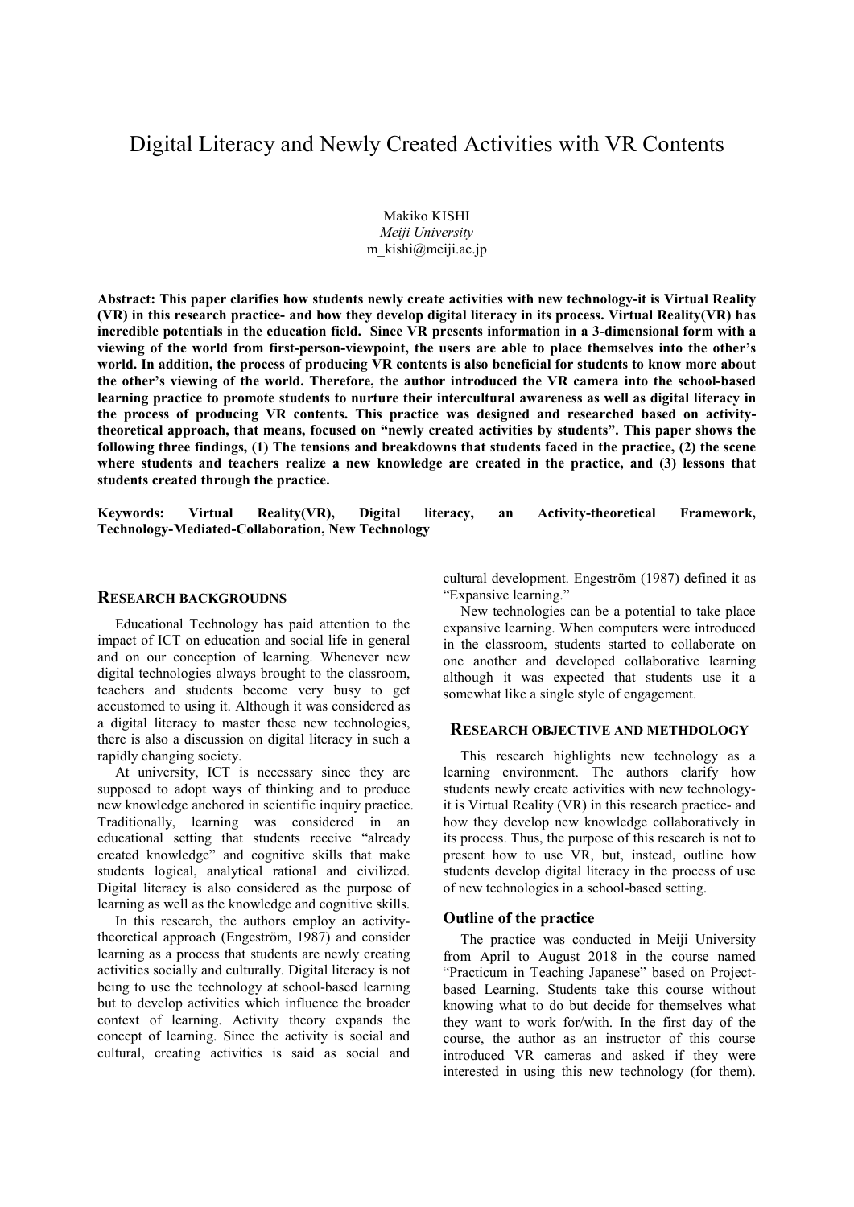# Digital Literacy and Newly Created Activities with VR Contents

Makiko KISHI
*Meiji University*
m_kishi@meiji.ac.jp

**Abstract: This paper clarifies how students newly create activities with new technology-it is Virtual Reality (VR) in this research practice- and how they develop digital literacy in its process. Virtual Reality(VR) has incredible potentials in the education field. Since VR presents information in a 3-dimensional form with a viewing of the world from first-person-viewpoint, the users are able to place themselves into the other's world. In addition, the process of producing VR contents is also beneficial for students to know more about the other's viewing of the world. Therefore, the author introduced the VR camera into the school-based learning practice to promote students to nurture their intercultural awareness as well as digital literacy in the process of producing VR contents. This practice was designed and researched based on activity-theoretical approach, that means, focused on "newly create activities by students". This paper shows the following three findings, (1) The tensions and breakdowns that students faced in the practice, (2) the scene where students and teachers realize a new knowledge are created in the practice, and (3) lessons that students created through the practice.**

**Keywords: Virtual Reality(VR), Digital literacy, an Activity-theoretical Framework, Technology-Mediated-Collaboration, New Technology**

## RESEARCH BACKGROUDNS

Educational Technology has paid attention to the impact of ICT on education and social life in general and on our conception of learning. Whenever new digital technologies always brought to the classroom, teachers and students become very busy to get accustomed to using it. Although it was considered as a digital literacy to master these new technologies, there is also a discussion on digital literacy in such a rapidly changing society.

At university, ICT is necessary since they are supposed to adopt ways of thinking and to produce new knowledge anchored in scientific inquiry practice. Traditionally, learning was considered in an educational setting that students receive "already created knowledge" and cognitive skills that make students logical, analytical rational and civilized. Digital literacy is also considered as the purpose of learning as well as the knowledge and cognitive skills.

In this research, the authors employ an activity-theoretical approach (Engeström, 1987) and consider learning as a process that students are newly creating activities socially and culturally. Digital literacy is not being to use the technology at school-based learning but to develop activities which influence the broader context of learning. Activity theory expands the concept of learning. Since the activity is social and cultural, creating activities is said as social and cultural development. Engeström (1987) defined it as "Expansive learning."

New technologies can be a potential to take place expansive learning. When computers were introduced in the classroom, students started to collaborate on one another and developed collaborative learning although it was expected that students use it a somewhat like a single style of engagement.

## RESEARCH OBJECTIVE AND METHDOLOGY

This research highlights new technology as a learning environment. The authors clarify how students newly create activities with new technology-it is Virtual Reality (VR) in this research practice- and how they develop new knowledge collaboratively in its process. Thus, the purpose of this research is not to present how to use VR, but, instead, outline how students develop digital literacy in the process of use of new technologies in a school-based setting.

### Outline of the practice

The practice was conducted in Meiji University from April to August 2018 in the course named "Practicum in Teaching Japanese" based on Project-based Learning. Students take this course without knowing what to do but decide for themselves what they want to work for/with. In the first day of the course, the author as an instructor of this course introduced VR cameras and asked if they were interested in using this new technology (for them).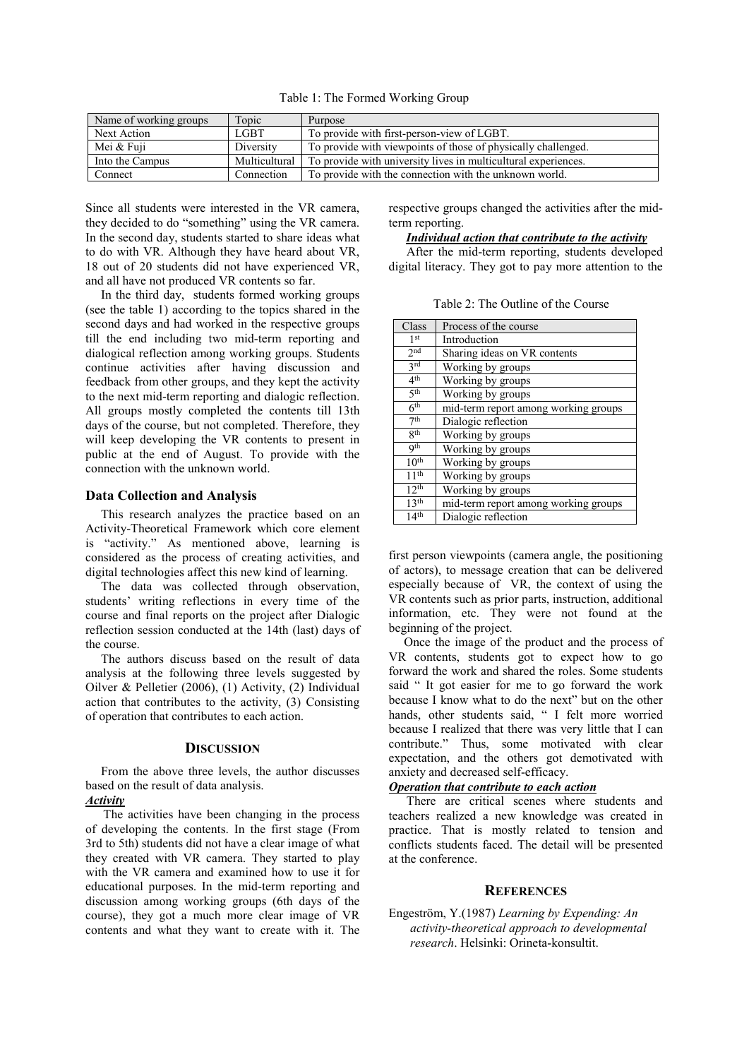Table 1: The Formed Working Group

| Name of working groups | Topic | Purpose |
|---|---|---|
| Next Action | LGBT | To provide with first-person-view of LGBT. |
| Mei & Fuji | Diversity | To provide with viewpoints of those of physically challenged. |
| Into the Campus | Multicultural | To provide with university lives in multicultural experiences. |
| Connect | Connection | To provide with the connection with the unknown world. |

Since all students were interested in the VR camera, they decided to do "something" using the VR camera. In the second day, students started to share ideas what to do with VR. Although they have heard about VR, 18 out of 20 students did not have experienced VR, and all have not produced VR contents so far.

In the third day, students formed working groups (see the table 1) according to the topics shared in the second days and had worked in the respective groups till the end including two mid-term reporting and dialogical reflection among working groups. Students continue activities after having discussion and feedback from other groups, and they kept the activity to the next mid-term reporting and dialogic reflection. All groups mostly completed the contents till 13th days of the course, but not completed. Therefore, they will keep developing the VR contents to present in public at the end of August. To provide with the connection with the unknown world.

### Data Collection and Analysis

This research analyzes the practice based on an Activity-Theoretical Framework which core element is "activity." As mentioned above, learning is considered as the process of creating activities, and digital technologies affect this new kind of learning.

The data was collected through observation, students' writing reflections in every time of the course and final reports on the project after Dialogic reflection session conducted at the 14th (last) days of the course.

The authors discuss based on the result of data analysis at the following three levels suggested by Oilver & Pelletier (2006), (1) Activity, (2) Individual action that contributes to the activity, (3) Consisting of operation that contributes to each action.

## Discussion

From the above three levels, the author discusses based on the result of data analysis.

***Activity***

The activities have been changing in the process of developing the contents. In the first stage (From 3rd to 5th) students did not have a clear image of what they created with VR camera. They started to play with the VR camera and examined how to use it for educational purposes. In the mid-term reporting and discussion among working groups (6th days of the course), they got a much more clear image of VR contents and what they want to create with it. The respective groups changed the activities after the mid-term reporting.

***Individual action that contribute to the activity***

After the mid-term reporting, students developed digital literacy. They got to pay more attention to the first person viewpoints (camera angle, the positioning of actors), to message creation that can be delivered especially because of VR, the context of using the VR contents such as prior parts, instruction, additional information, etc. They were not found at the beginning of the project.

Table 2: The Outline of the Course

| Class | Process of the course |
|---|---|
| 1st | Introduction |
| 2nd | Sharing ideas on VR contents |
| 3rd | Working by groups |
| 4th | Working by groups |
| 5th | Working by groups |
| 6th | mid-term report among working groups |
| 7th | Dialogic reflection |
| 8th | Working by groups |
| 9th | Working by groups |
| 10th | Working by groups |
| 11th | Working by groups |
| 12th | Working by groups |
| 13th | mid-term report among working groups |
| 14th | Dialogic reflection |

Once the image of the product and the process of VR contents, students got to expect how to go forward the work and shared the roles. Some students said " It got easier for me to go forward the work because I know what to do the next" but on the other hands, other students said, " I felt more worried because I realized that there was very little that I can contribute." Thus, some motivated with clear expectation, and the others got demotivated with anxiety and decreased self-efficacy.

***Operation that contribute to each action***

There are critical scenes where students and teachers realized a new knowledge was created in practice. That is mostly related to tension and conflicts students faced. The detail will be presented at the conference.

## References

Engeström, Y.(1987) *Learning by Expending: An activity-theoretical approach to developmental research*. Helsinki: Orineta-konsultit.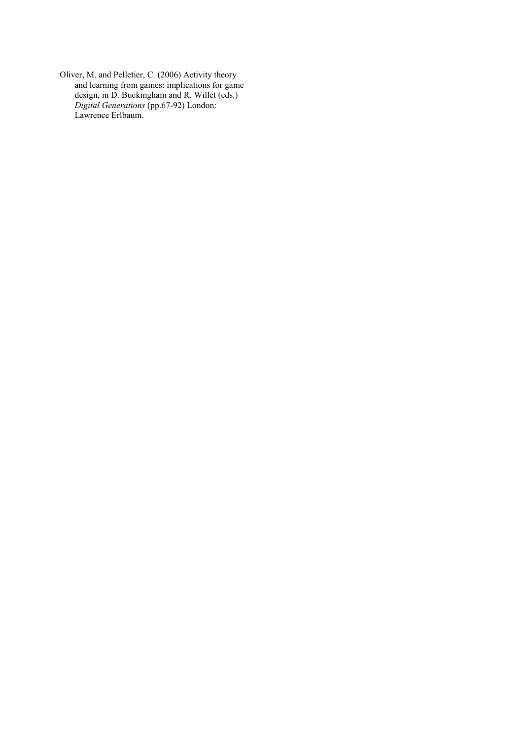Oliver, M. and Pelletier, C. (2006) Activity theory and learning from games: implications for game design, in D. Buckingham and R. Willet (eds.) *Digital Generations* (pp.67-92) London: Lawrence Erlbaum.